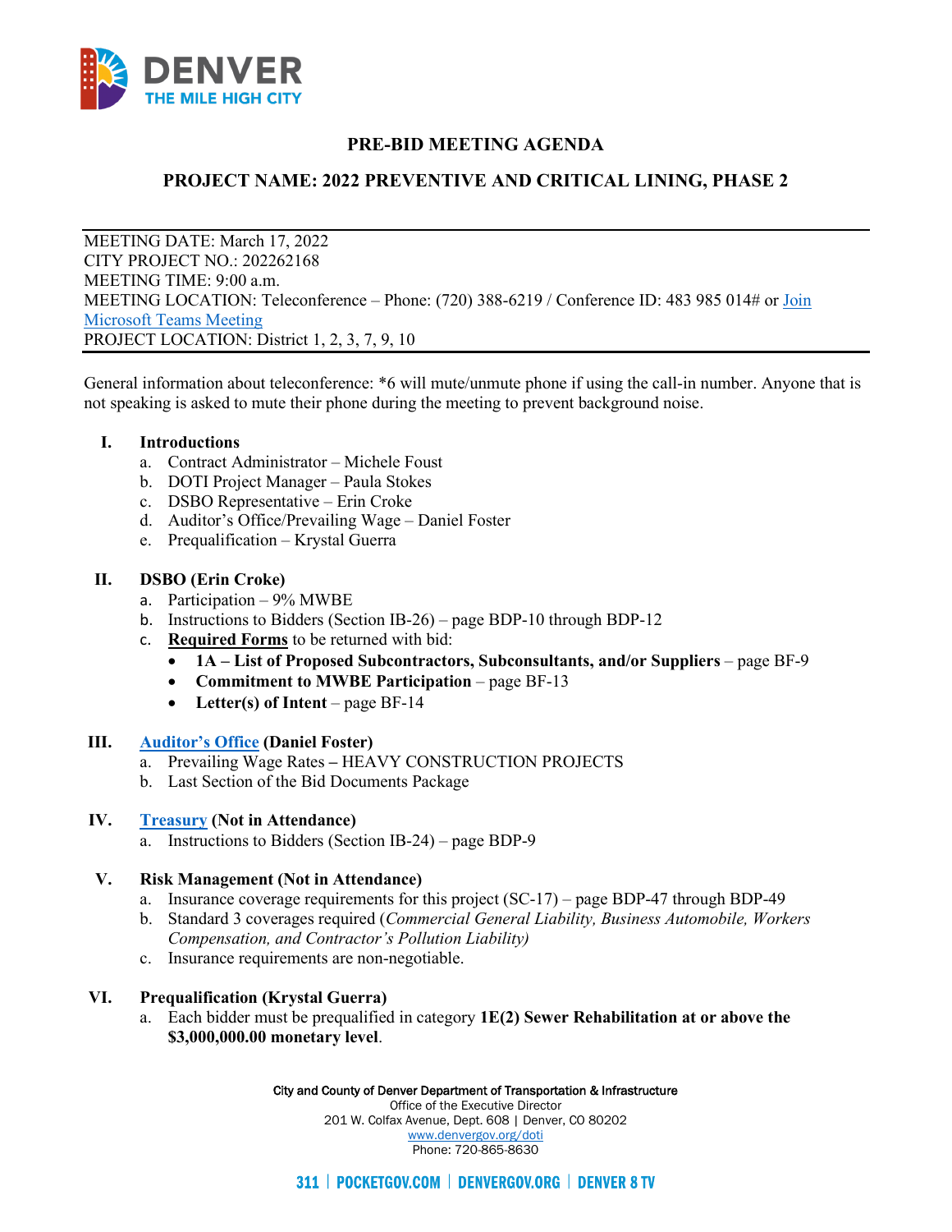DENVER
THE MILE HIGH CITY

# PRE-BID MEETING AGENDA

## PROJECT NAME: 2022 PREVENTIVE AND CRITICAL LINING, PHASE 2

MEETING DATE: March 17, 2022
CITY PROJECT NO.: 202262168
MEETING TIME: 9:00 a.m.
MEETING LOCATION: Teleconference – Phone: (720) 388-6219 / Conference ID: 483 985 014# or Join Microsoft Teams Meeting
PROJECT LOCATION: District 1, 2, 3, 7, 9, 10

General information about teleconference: *6 will mute/unmute phone if using the call-in number. Anyone that is not speaking is asked to mute their phone during the meeting to prevent background noise.

**I. Introductions**

a. Contract Administrator – Michele Foust
b. DOTI Project Manager – Paula Stokes
c. DSBO Representative – Erin Croke
d. Auditor's Office/Prevailing Wage – Daniel Foster
e. Prequalification – Krystal Guerra

**II. DSBO (Erin Croke)**

a. Participation – 9% MWBE
b. Instructions to Bidders (Section IB-26) – page BDP-10 through BDP-12
c. **Required Forms** to be returned with bid:
   - **1A – List of Proposed Subcontractors, Subconsultants, and/or Suppliers** – page BF-9
   - **Commitment to MWBE Participation** – page BF-13
   - **Letter(s) of Intent** – page BF-14

**III. Auditor's Office (Daniel Foster)**

a. Prevailing Wage Rates **–** HEAVY CONSTRUCTION PROJECTS
b. Last Section of the Bid Documents Package

**IV. Treasury (Not in Attendance)**

a. Instructions to Bidders (Section IB-24) – page BDP-9

**V. Risk Management (Not in Attendance)**

a. Insurance coverage requirements for this project (SC-17) – page BDP-47 through BDP-49
b. Standard 3 coverages required (*Commercial General Liability, Business Automobile, Workers Compensation, and Contractor's Pollution Liability)*
c. Insurance requirements are non-negotiable.

**VI. Prequalification (Krystal Guerra)**

a. Each bidder must be prequalified in category **1E(2) Sewer Rehabilitation at or above the $3,000,000.00 monetary level**.

City and County of Denver Department of Transportation & Infrastructure
Office of the Executive Director
201 W. Colfax Avenue, Dept. 608 | Denver, CO 80202
www.denvergov.org/doti
Phone: 720-865-8630

311 | POCKETGOV.COM | DENVERGOV.ORG | DENVER 8 TV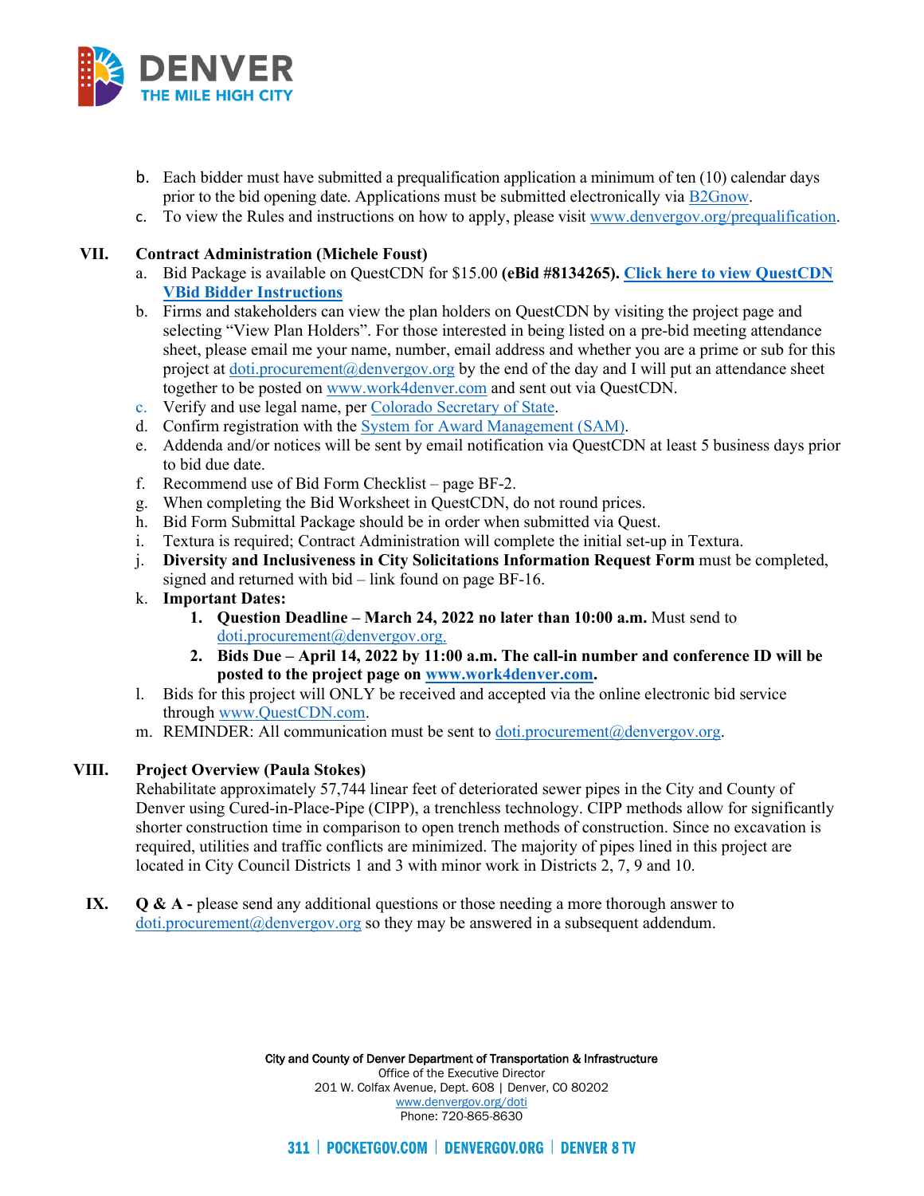b. Each bidder must have submitted a prequalification application a minimum of ten (10) calendar days prior to the bid opening date. Applications must be submitted electronically via B2Gnow.
c. To view the Rules and instructions on how to apply, please visit www.denvergov.org/prequalification.

**VII. Contract Administration (Michele Foust)**

a. Bid Package is available on QuestCDN for $15.00 **(eBid #8134265). Click here to view QuestCDN VBid Bidder Instructions**
b. Firms and stakeholders can view the plan holders on QuestCDN by visiting the project page and selecting "View Plan Holders". For those interested in being listed on a pre-bid meeting attendance sheet, please email me your name, number, email address and whether you are a prime or sub for this project at doti.procurement@denvergov.org by the end of the day and I will put an attendance sheet together to be posted on www.work4denver.com and sent out via QuestCDN.
c. Verify and use legal name, per Colorado Secretary of State.
d. Confirm registration with the System for Award Management (SAM).
e. Addenda and/or notices will be sent by email notification via QuestCDN at least 5 business days prior to bid due date.
f. Recommend use of Bid Form Checklist – page BF-2.
g. When completing the Bid Worksheet in QuestCDN, do not round prices.
h. Bid Form Submittal Package should be in order when submitted via Quest.
i. Textura is required; Contract Administration will complete the initial set-up in Textura.
j. **Diversity and Inclusiveness in City Solicitations Information Request Form** must be completed, signed and returned with bid – link found on page BF-16.
k. **Important Dates:**
   1. **Question Deadline – March 24, 2022 no later than 10:00 a.m.** Must send to doti.procurement@denvergov.org.
   2. **Bids Due – April 14, 2022 by 11:00 a.m. The call-in number and conference ID will be posted to the project page on www.work4denver.com.**
l. Bids for this project will ONLY be received and accepted via the online electronic bid service through www.QuestCDN.com.
m. REMINDER: All communication must be sent to doti.procurement@denvergov.org.

**VIII. Project Overview (Paula Stokes)**

Rehabilitate approximately 57,744 linear feet of deteriorated sewer pipes in the City and County of Denver using Cured-in-Place-Pipe (CIPP), a trenchless technology. CIPP methods allow for significantly shorter construction time in comparison to open trench methods of construction. Since no excavation is required, utilities and traffic conflicts are minimized. The majority of pipes lined in this project are located in City Council Districts 1 and 3 with minor work in Districts 2, 7, 9 and 10.

**IX. Q & A -** please send any additional questions or those needing a more thorough answer to doti.procurement@denvergov.org so they may be answered in a subsequent addendum.